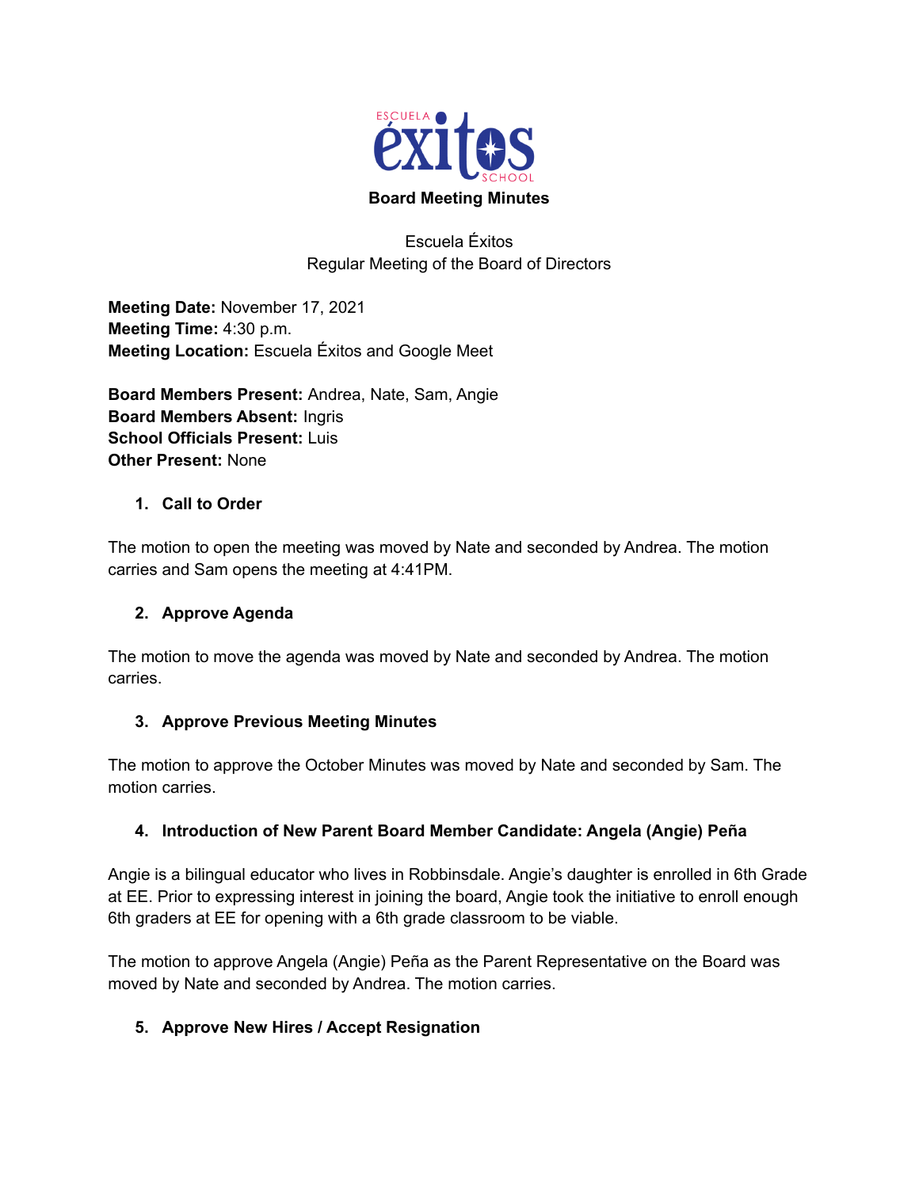# Board Meeting Minutes

Escuela Éxitos
Regular Meeting of the Board of Directors

**Meeting Date:** November 17, 2021
**Meeting Time:** 4:30 p.m.
**Meeting Location:** Escuela Éxitos and Google Meet

**Board Members Present:** Andrea, Nate, Sam, Angie
**Board Members Absent:** Ingris
**School Officials Present:** Luis
**Other Present:** None

## 1. Call to Order

The motion to open the meeting was moved by Nate and seconded by Andrea. The motion carries and Sam opens the meeting at 4:41PM.

## 2. Approve Agenda

The motion to move the agenda was moved by Nate and seconded by Andrea. The motion carries.

## 3. Approve Previous Meeting Minutes

The motion to approve the October Minutes was moved by Nate and seconded by Sam. The motion carries.

## 4. Introduction of New Parent Board Member Candidate: Angela (Angie) Peña

Angie is a bilingual educator who lives in Robbinsdale. Angie's daughter is enrolled in 6th Grade at EE. Prior to expressing interest in joining the board, Angie took the initiative to enroll enough 6th graders at EE for opening with a 6th grade classroom to be viable.

The motion to approve Angela (Angie) Peña as the Parent Representative on the Board was moved by Nate and seconded by Andrea. The motion carries.

## 5. Approve New Hires / Accept Resignation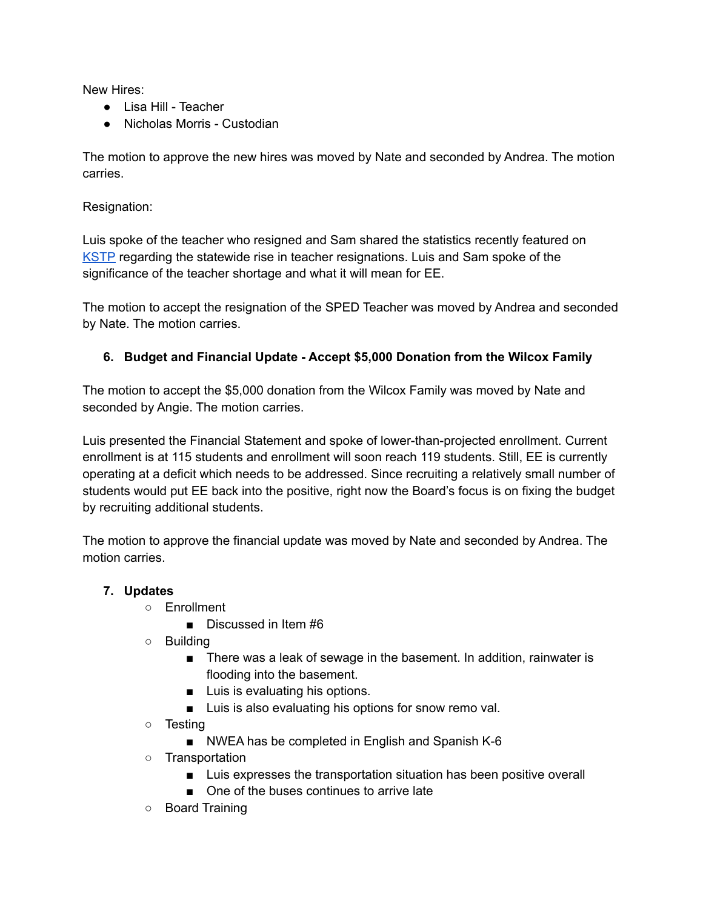New Hires:

- Lisa Hill - Teacher
- Nicholas Morris - Custodian

The motion to approve the new hires was moved by Nate and seconded by Andrea. The motion carries.

Resignation:

Luis spoke of the teacher who resigned and Sam shared the statistics recently featured on KSTP regarding the statewide rise in teacher resignations. Luis and Sam spoke of the significance of the teacher shortage and what it will mean for EE.

The motion to accept the resignation of the SPED Teacher was moved by Andrea and seconded by Nate. The motion carries.

**6. Budget and Financial Update - Accept $5,000 Donation from the Wilcox Family**

The motion to accept the $5,000 donation from the Wilcox Family was moved by Nate and seconded by Angie. The motion carries.

Luis presented the Financial Statement and spoke of lower-than-projected enrollment. Current enrollment is at 115 students and enrollment will soon reach 119 students. Still, EE is currently operating at a deficit which needs to be addressed. Since recruiting a relatively small number of students would put EE back into the positive, right now the Board's focus is on fixing the budget by recruiting additional students.

The motion to approve the financial update was moved by Nate and seconded by Andrea. The motion carries.

**7. Updates**

- Enrollment
  - Discussed in Item #6
- Building
  - There was a leak of sewage in the basement. In addition, rainwater is flooding into the basement.
  - Luis is evaluating his options.
  - Luis is also evaluating his options for snow remo val.
- Testing
  - NWEA has be completed in English and Spanish K-6
- Transportation
  - Luis expresses the transportation situation has been positive overall
  - One of the buses continues to arrive late
- Board Training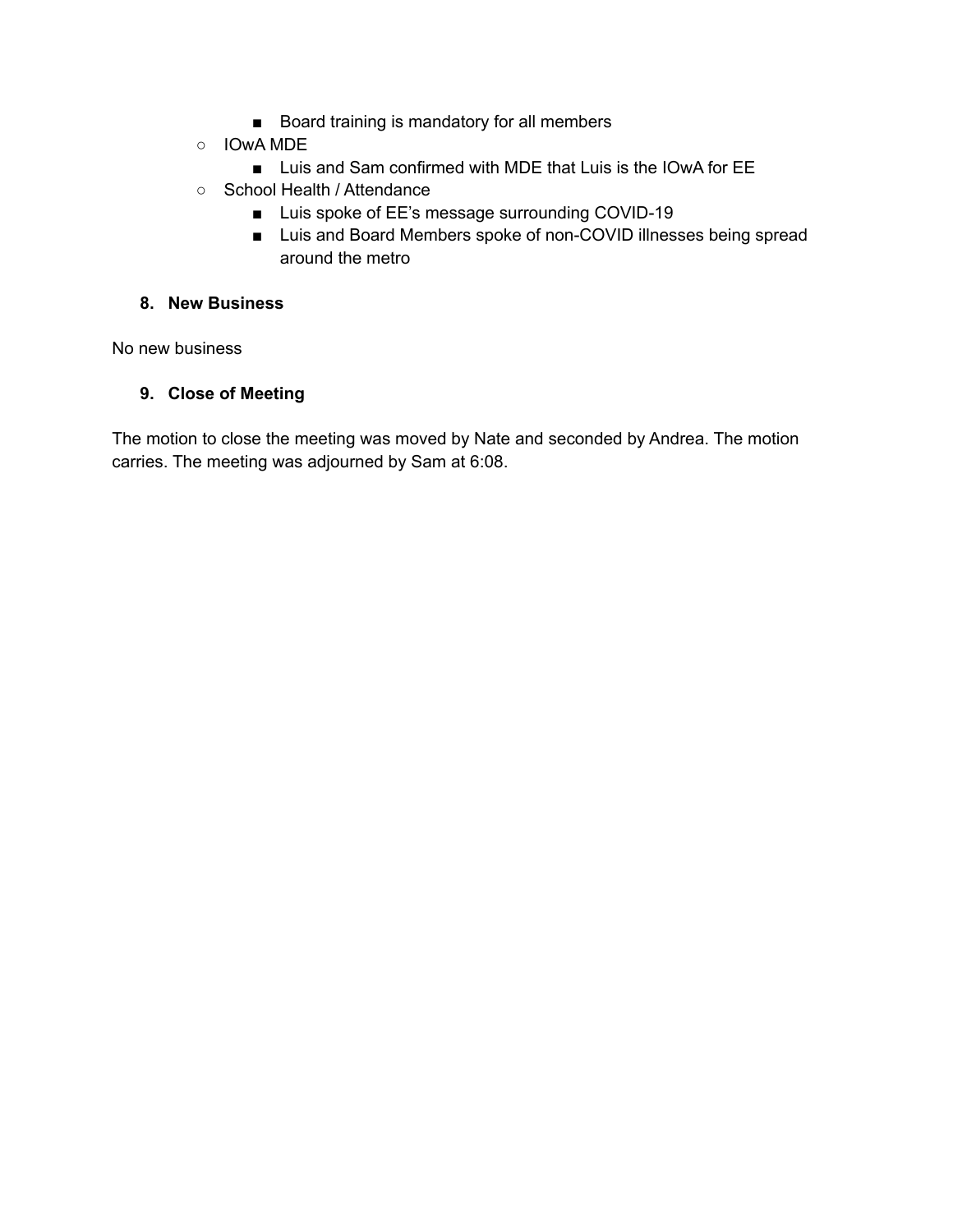- Board training is mandatory for all members
    - IOwA MDE
        - Luis and Sam confirmed with MDE that Luis is the IOwA for EE
    - School Health / Attendance
        - Luis spoke of EE's message surrounding COVID-19
        - Luis and Board Members spoke of non-COVID illnesses being spread around the metro

8. **New Business**

No new business

9. **Close of Meeting**

The motion to close the meeting was moved by Nate and seconded by Andrea. The motion carries. The meeting was adjourned by Sam at 6:08.